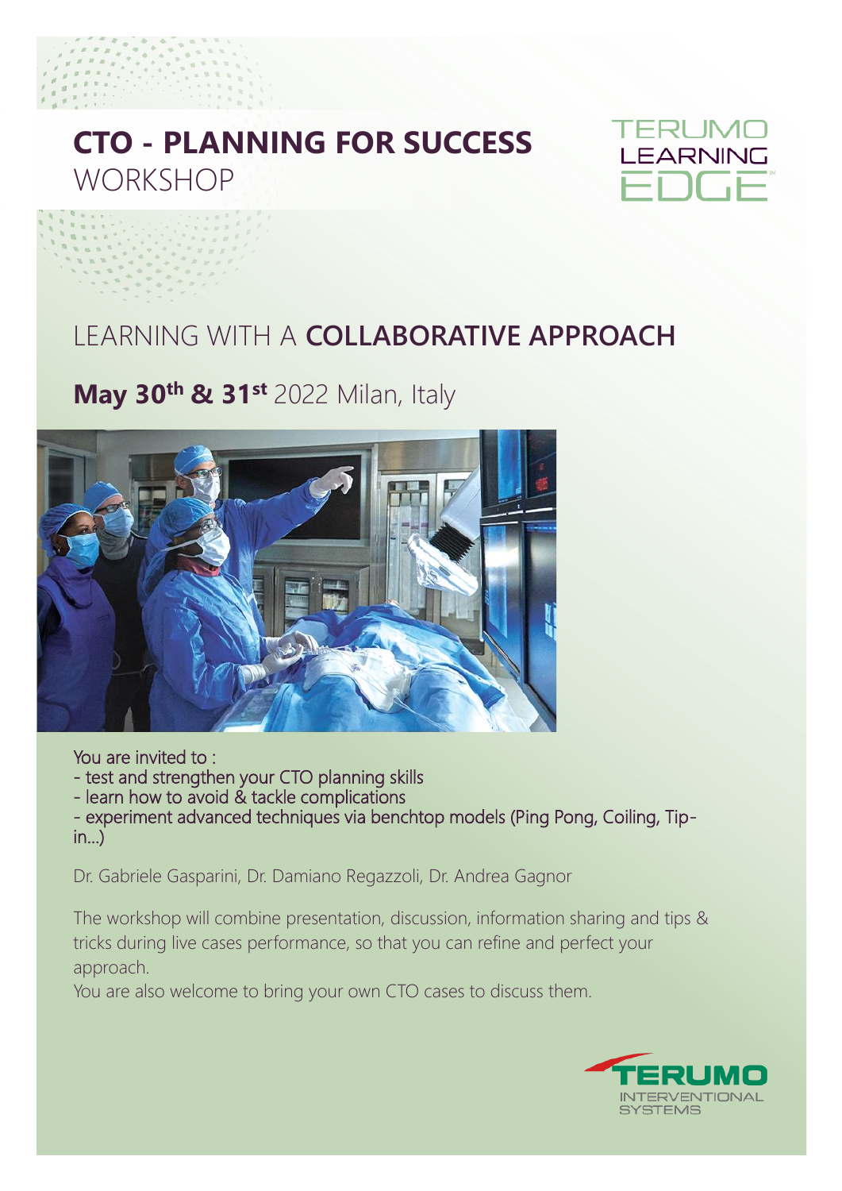# CTO - PLANNING FOR SUCCESS
WORKSHOP

TERUMO LEARNING EDGE™

## LEARNING WITH A **COLLABORATIVE APPROACH**

**May 30th & 31st** 2022 Milan, Italy

You are invited to :
- test and strengthen your CTO planning skills
- learn how to avoid & tackle complications
- experiment advanced techniques via benchtop models (Ping Pong, Coiling, Tip-in...)

Dr. Gabriele Gasparini, Dr. Damiano Regazzoli, Dr. Andrea Gagnor

The workshop will combine presentation, discussion, information sharing and tips & tricks during live cases performance, so that you can refine and perfect your approach.
You are also welcome to bring your own CTO cases to discuss them.

TERUMO INTERVENTIONAL SYSTEMS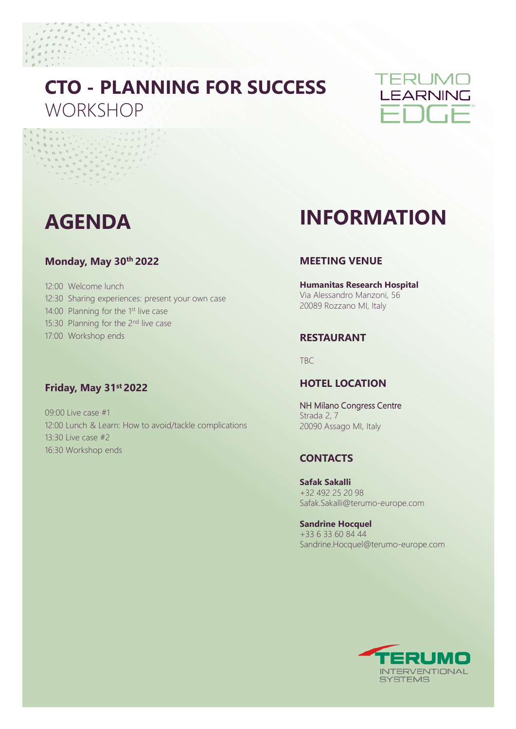# CTO - PLANNING FOR SUCCESS
WORKSHOP

TERUMO LEARNING EDGE™

## AGENDA

### Monday, May 30th 2022

12:00 Welcome lunch
12:30 Sharing experiences: present your own case
14:00 Planning for the 1st live case
15:30 Planning for the 2nd live case
17:00 Workshop ends

### Friday, May 31st 2022

09:00 Live case #1
12:00 Lunch & Learn: How to avoid/tackle complications
13:30 Live case #2
16:30 Workshop ends

## INFORMATION

### MEETING VENUE

**Humanitas Research Hospital**
Via Alessandro Manzoni, 56
20089 Rozzano MI, Italy

### RESTAURANT

TBC

### HOTEL LOCATION

NH Milano Congress Centre
Strada 2, 7
20090 Assago MI, Italy

### CONTACTS

**Safak Sakalli**
+32 492 25 20 98
Safak.Sakalli@terumo-europe.com

**Sandrine Hocquel**
+33 6 33 60 84 44
Sandrine.Hocquel@terumo-europe.com

TERUMO INTERVENTIONAL SYSTEMS